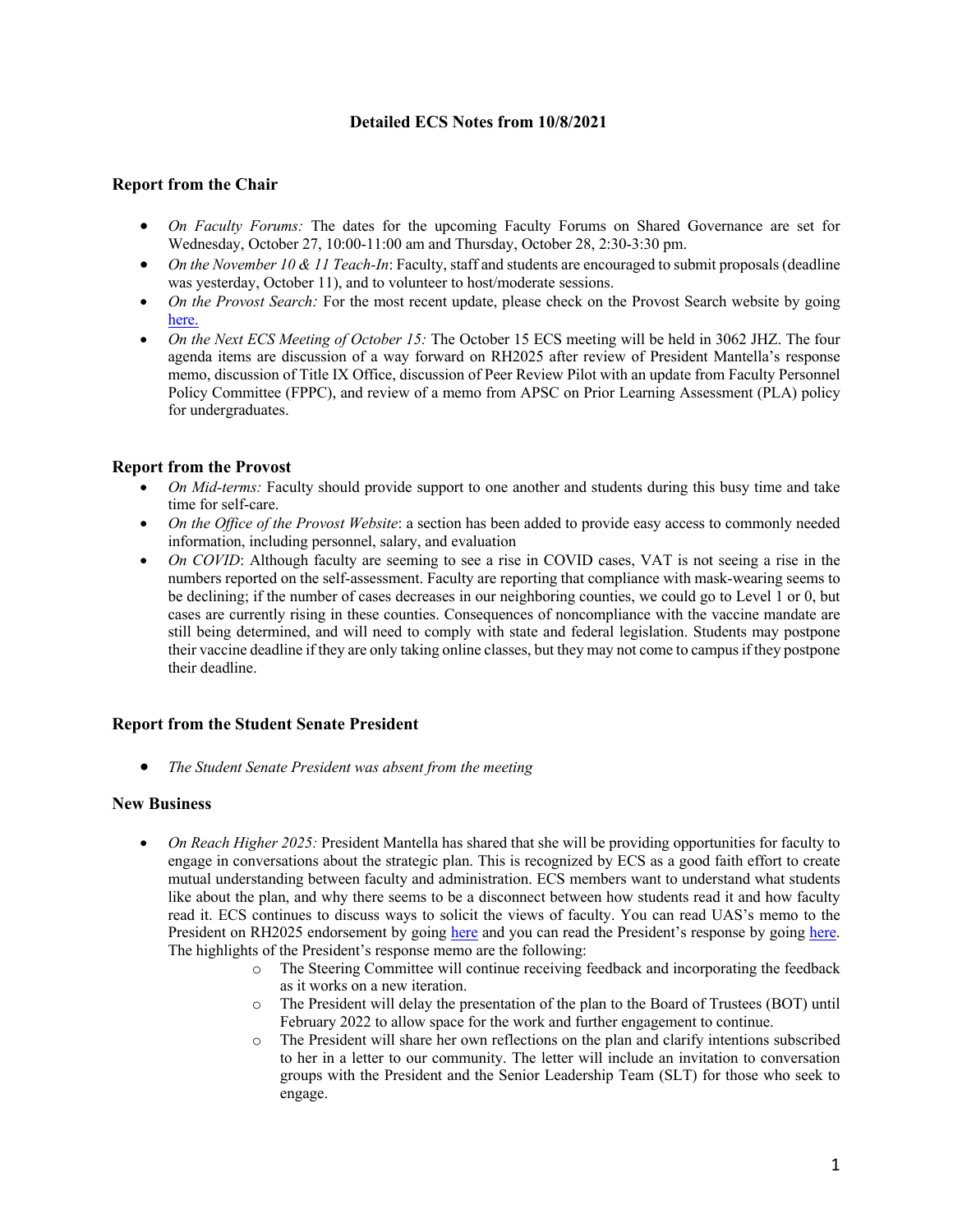# Detailed ECS Notes from 10/8/2021

## Report from the Chair

- *On Faculty Forums:* The dates for the upcoming Faculty Forums on Shared Governance are set for Wednesday, October 27, 10:00-11:00 am and Thursday, October 28, 2:30-3:30 pm.
- *On the November 10 & 11 Teach-In*: Faculty, staff and students are encouraged to submit proposals (deadline was yesterday, October 11), and to volunteer to host/moderate sessions.
- *On the Provost Search:* For the most recent update, please check on the Provost Search website by going here.
- *On the Next ECS Meeting of October 15:* The October 15 ECS meeting will be held in 3062 JHZ. The four agenda items are discussion of a way forward on RH2025 after review of President Mantella's response memo, discussion of Title IX Office, discussion of Peer Review Pilot with an update from Faculty Personnel Policy Committee (FPPC), and review of a memo from APSC on Prior Learning Assessment (PLA) policy for undergraduates.

## Report from the Provost

- *On Mid-terms:* Faculty should provide support to one another and students during this busy time and take time for self-care.
- *On the Office of the Provost Website*: a section has been added to provide easy access to commonly needed information, including personnel, salary, and evaluation
- *On COVID*: Although faculty are seeming to see a rise in COVID cases, VAT is not seeing a rise in the numbers reported on the self-assessment. Faculty are reporting that compliance with mask-wearing seems to be declining; if the number of cases decreases in our neighboring counties, we could go to Level 1 or 0, but cases are currently rising in these counties. Consequences of noncompliance with the vaccine mandate are still being determined, and will need to comply with state and federal legislation. Students may postpone their vaccine deadline if they are only taking online classes, but they may not come to campus if they postpone their deadline.

## Report from the Student Senate President

- *The Student Senate President was absent from the meeting*

## New Business

- *On Reach Higher 2025:* President Mantella has shared that she will be providing opportunities for faculty to engage in conversations about the strategic plan. This is recognized by ECS as a good faith effort to create mutual understanding between faculty and administration. ECS members want to understand what students like about the plan, and why there seems to be a disconnect between how students read it and how faculty read it. ECS continues to discuss ways to solicit the views of faculty. You can read UAS's memo to the President on RH2025 endorsement by going here and you can read the President's response by going here. The highlights of the President's response memo are the following:
  - The Steering Committee will continue receiving feedback and incorporating the feedback as it works on a new iteration.
  - The President will delay the presentation of the plan to the Board of Trustees (BOT) until February 2022 to allow space for the work and further engagement to continue.
  - The President will share her own reflections on the plan and clarify intentions subscribed to her in a letter to our community. The letter will include an invitation to conversation groups with the President and the Senior Leadership Team (SLT) for those who seek to engage.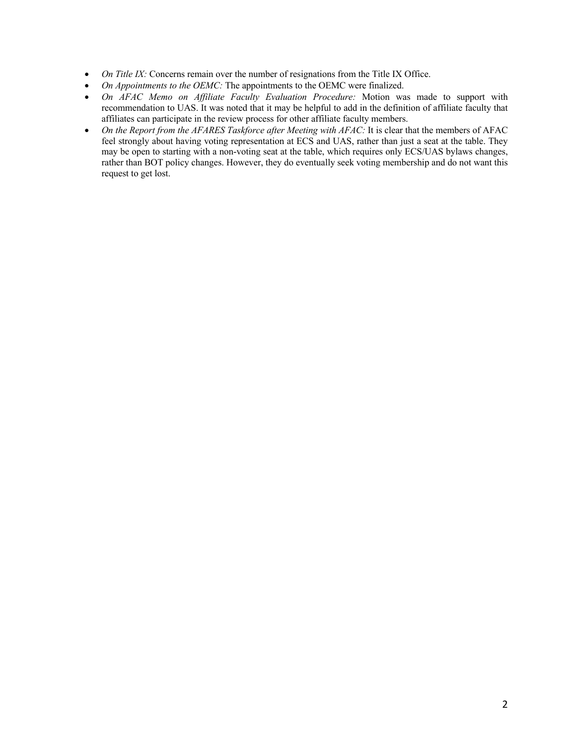- *On Title IX:* Concerns remain over the number of resignations from the Title IX Office.
- *On Appointments to the OEMC:* The appointments to the OEMC were finalized.
- *On AFAC Memo on Affiliate Faculty Evaluation Procedure:* Motion was made to support with recommendation to UAS. It was noted that it may be helpful to add in the definition of affiliate faculty that affiliates can participate in the review process for other affiliate faculty members.
- *On the Report from the AFARES Taskforce after Meeting with AFAC:* It is clear that the members of AFAC feel strongly about having voting representation at ECS and UAS, rather than just a seat at the table. They may be open to starting with a non-voting seat at the table, which requires only ECS/UAS bylaws changes, rather than BOT policy changes. However, they do eventually seek voting membership and do not want this request to get lost.